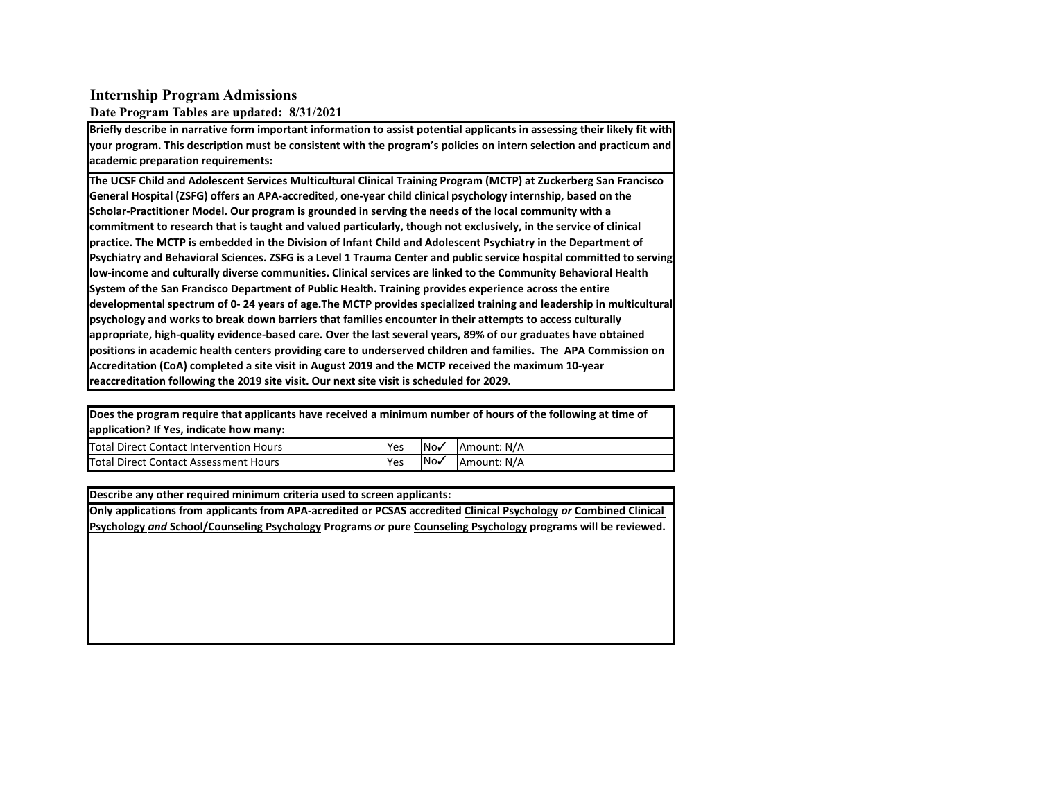## Internship Program Admissions

**Date Program Tables are updated: 8/31/2021**

**Briefly describe in narrative form important information to assist potential applicants in assessing their likely fit with your program. This description must be consistent with the program's policies on intern selection and practicum and academic preparation requirements:**

**The UCSF Child and Adolescent Services Multicultural Clinical Training Program (MCTP) at Zuckerberg San Francisco General Hospital (ZSFG) offers an APA-accredited, one-year child clinical psychology internship, based on the Scholar-Practitioner Model. Our program is grounded in serving the needs of the local community with a commitment to research that is taught and valued particularly, though not exclusively, in the service of clinical practice. The MCTP is embedded in the Division of Infant Child and Adolescent Psychiatry in the Department of Psychiatry and Behavioral Sciences. ZSFG is a Level 1 Trauma Center and public service hospital committed to serving low-income and culturally diverse communities. Clinical services are linked to the Community Behavioral Health System of the San Francisco Department of Public Health. Training provides experience across the entire developmental spectrum of 0- 24 years of age.The MCTP provides specialized training and leadership in multicultural psychology and works to break down barriers that families encounter in their attempts to access culturally appropriate, high-quality evidence-based care. Over the last several years, 89% of our graduates have obtained positions in academic health centers providing care to underserved children and families. The APA Commission on Accreditation (CoA) completed a site visit in August 2019 and the MCTP received the maximum 10-year reaccreditation following the 2019 site visit. Our next site visit is scheduled for 2029.**

**Does the program require that applicants have received a minimum number of hours of the following at time of application? If Yes, indicate how many:**

| | | | |
|---|---|---|---|
| Total Direct Contact Intervention Hours | Yes | No✓ | Amount: N/A |
| Total Direct Contact Assessment Hours | Yes | No✓ | Amount: N/A |

**Describe any other required minimum criteria used to screen applicants:**

**Only applications from applicants from APA-acredited or PCSAS accredited Clinical Psychology *or* Combined Clinical Psychology *and* School/Counseling Psychology Programs *or* pure Counseling Psychology programs will be reviewed.**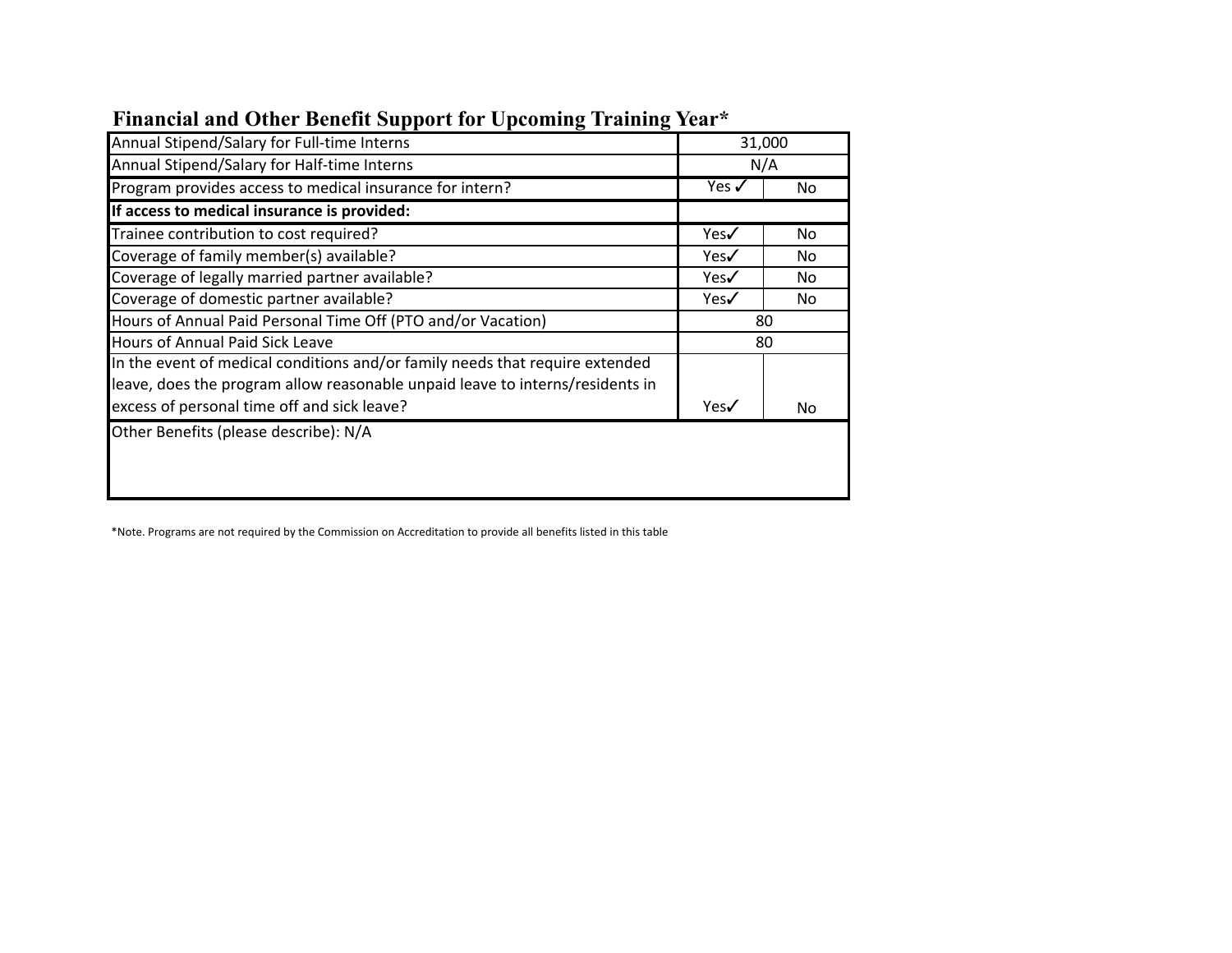## Financial and Other Benefit Support for Upcoming Training Year*

| | | |
|---|---|---|
| Annual Stipend/Salary for Full-time Interns | 31,000 | |
| Annual Stipend/Salary for Half-time Interns | N/A | |
| Program provides access to medical insurance for intern? | Yes ✓ | No |
| **If access to medical insurance is provided:** | | |
| Trainee contribution to cost required? | Yes✓ | No |
| Coverage of family member(s) available? | Yes✓ | No |
| Coverage of legally married partner available? | Yes✓ | No |
| Coverage of domestic partner available? | Yes✓ | No |
| Hours of Annual Paid Personal Time Off (PTO and/or Vacation) | 80 | |
| Hours of Annual Paid Sick Leave | 80 | |
| In the event of medical conditions and/or family needs that require extended leave, does the program allow reasonable unpaid leave to interns/residents in excess of personal time off and sick leave? | Yes✓ | No |
| Other Benefits (please describe): N/A | | |

*Note. Programs are not required by the Commission on Accreditation to provide all benefits listed in this table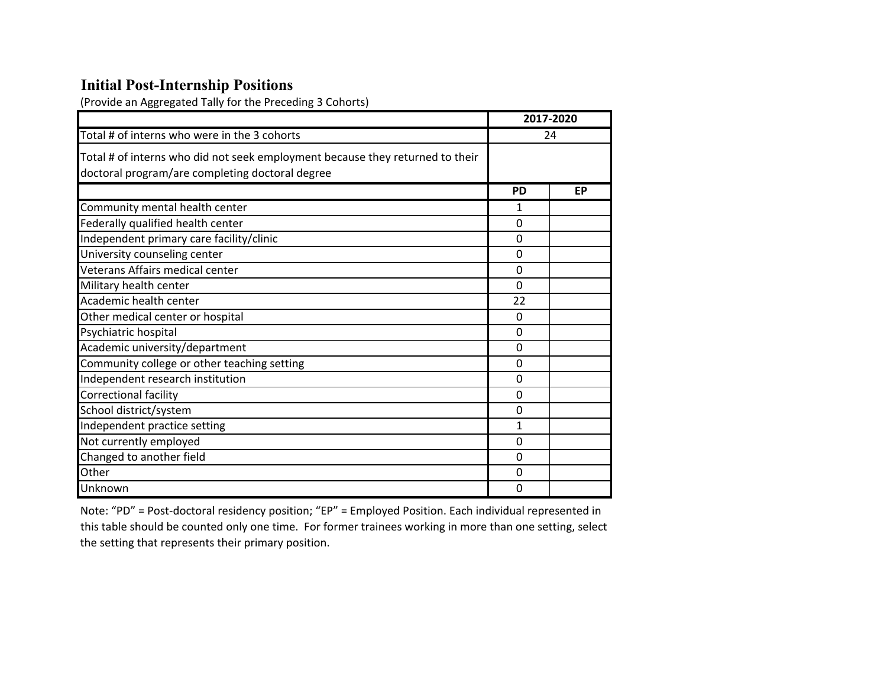## Initial Post-Internship Positions

(Provide an Aggregated Tally for the Preceding 3 Cohorts)

| | 2017-2020 | |
|---|---|---|
| Total # of interns who were in the 3 cohorts | 24 | |
| Total # of interns who did not seek employment because they returned to their doctoral program/are completing doctoral degree | | |
| | PD | EP |
| Community mental health center | 1 | |
| Federally qualified health center | 0 | |
| Independent primary care facility/clinic | 0 | |
| University counseling center | 0 | |
| Veterans Affairs medical center | 0 | |
| Military health center | 0 | |
| Academic health center | 22 | |
| Other medical center or hospital | 0 | |
| Psychiatric hospital | 0 | |
| Academic university/department | 0 | |
| Community college or other teaching setting | 0 | |
| Independent research institution | 0 | |
| Correctional facility | 0 | |
| School district/system | 0 | |
| Independent practice setting | 1 | |
| Not currently employed | 0 | |
| Changed to another field | 0 | |
| Other | 0 | |
| Unknown | 0 | |

Note: "PD" = Post-doctoral residency position; "EP" = Employed Position. Each individual represented in this table should be counted only one time. For former trainees working in more than one setting, select the setting that represents their primary position.